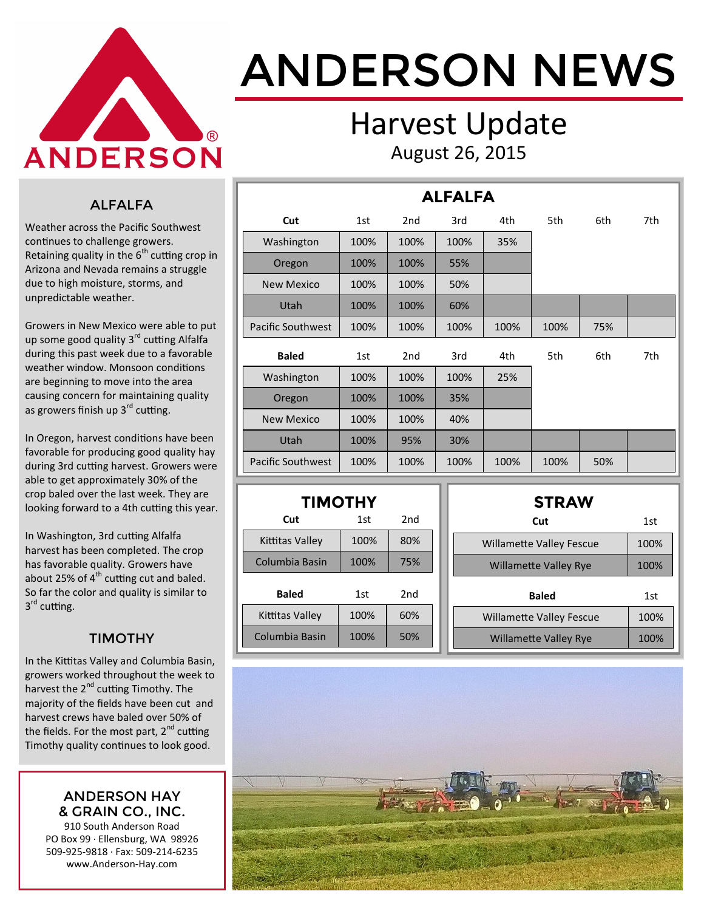# ANDERSON NEWS

## Harvest Update

August 26, 2015

### ALFALFA

Weather across the Pacific Southwest continues to challenge growers. Retaining quality in the 6th cutting crop in Arizona and Nevada remains a struggle due to high moisture, storms, and unpredictable weather.

Growers in New Mexico were able to put up some good quality 3rd cutting Alfalfa during this past week due to a favorable weather window. Monsoon conditions are beginning to move into the area causing concern for maintaining quality as growers finish up 3rd cutting.

In Oregon, harvest conditions have been favorable for producing good quality hay during 3rd cutting harvest. Growers were able to get approximately 30% of the crop baled over the last week. They are looking forward to a 4th cutting this year.

In Washington, 3rd cutting Alfalfa harvest has been completed. The crop has favorable quality. Growers have about 25% of 4th cutting cut and baled. So far the color and quality is similar to 3rd cutting.

### TIMOTHY

In the Kittitas Valley and Columbia Basin, growers worked throughout the week to harvest the 2nd cutting Timothy. The majority of the fields have been cut and harvest crews have baled over 50% of the fields. For the most part, 2nd cutting Timothy quality continues to look good.

**ANDERSON HAY & GRAIN CO., INC.**
910 South Anderson Road
PO Box 99 · Ellensburg, WA 98926
509-925-9818 · Fax: 509-214-6235
www.Anderson-Hay.com

### ALFALFA

| Cut | 1st | 2nd | 3rd | 4th | 5th | 6th | 7th |
|---|---|---|---|---|---|---|---|
| Washington | 100% | 100% | 100% | 35% | | | |
| Oregon | 100% | 100% | 55% | | | | |
| New Mexico | 100% | 100% | 50% | | | | |
| Utah | 100% | 100% | 60% | | | | |
| Pacific Southwest | 100% | 100% | 100% | 100% | 100% | 75% | |

| Baled | 1st | 2nd | 3rd | 4th | 5th | 6th | 7th |
|---|---|---|---|---|---|---|---|
| Washington | 100% | 100% | 100% | 25% | | | |
| Oregon | 100% | 100% | 35% | | | | |
| New Mexico | 100% | 100% | 40% | | | | |
| Utah | 100% | 95% | 30% | | | | |
| Pacific Southwest | 100% | 100% | 100% | 100% | 100% | 50% | |

### TIMOTHY

| Cut | 1st | 2nd |
|---|---|---|
| Kittitas Valley | 100% | 80% |
| Columbia Basin | 100% | 75% |

| Baled | 1st | 2nd |
|---|---|---|
| Kittitas Valley | 100% | 60% |
| Columbia Basin | 100% | 50% |

### STRAW

| Cut | 1st |
|---|---|
| Willamette Valley Fescue | 100% |
| Willamette Valley Rye | 100% |

| Baled | 1st |
|---|---|
| Willamette Valley Fescue | 100% |
| Willamette Valley Rye | 100% |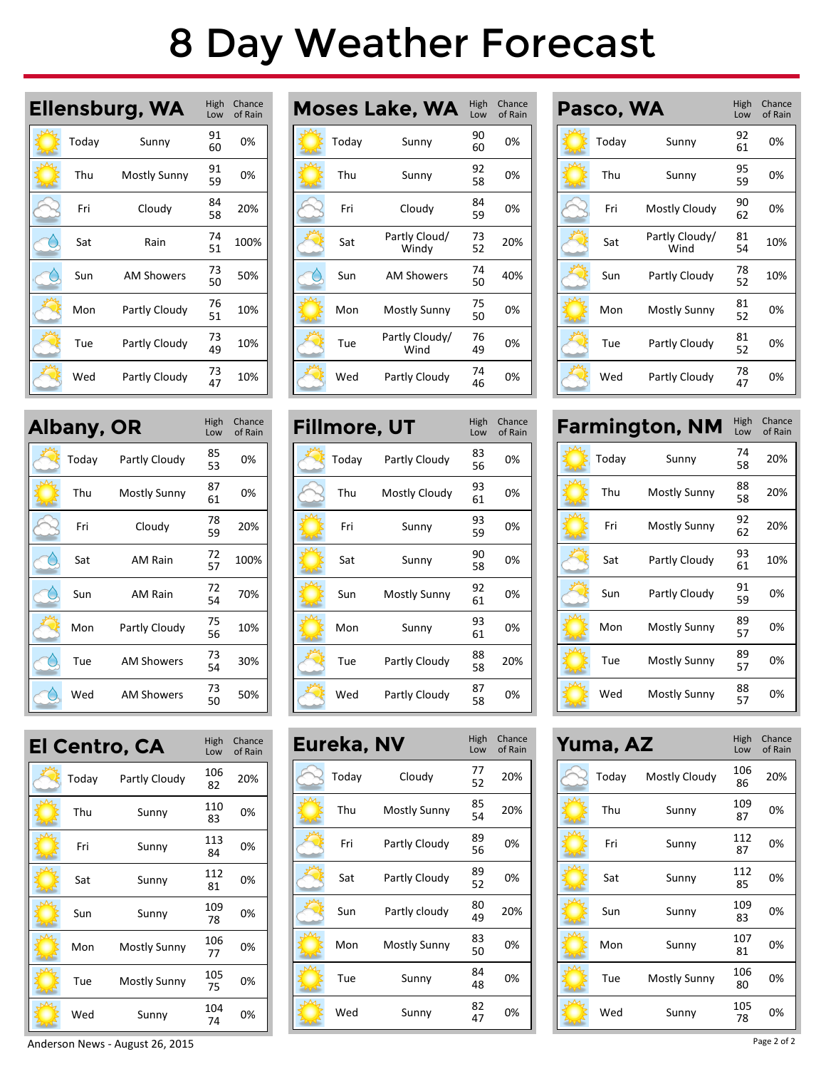# 8 Day Weather Forecast

## Ellensburg, WA

| Day | Forecast | High/Low | Chance of Rain |
|---|---|---|---|
| Today | Sunny | 91 / 60 | 0% |
| Thu | Mostly Sunny | 91 / 59 | 0% |
| Fri | Cloudy | 84 / 58 | 20% |
| Sat | Rain | 74 / 51 | 100% |
| Sun | AM Showers | 73 / 50 | 50% |
| Mon | Partly Cloudy | 76 / 51 | 10% |
| Tue | Partly Cloudy | 73 / 49 | 10% |
| Wed | Partly Cloudy | 73 / 47 | 10% |

## Moses Lake, WA

| Day | Forecast | High/Low | Chance of Rain |
|---|---|---|---|
| Today | Sunny | 90 / 60 | 0% |
| Thu | Sunny | 92 / 58 | 0% |
| Fri | Cloudy | 84 / 59 | 0% |
| Sat | Partly Cloud/ Windy | 73 / 52 | 20% |
| Sun | AM Showers | 74 / 50 | 40% |
| Mon | Mostly Sunny | 75 / 50 | 0% |
| Tue | Partly Cloudy/ Wind | 76 / 49 | 0% |
| Wed | Partly Cloudy | 74 / 46 | 0% |

## Pasco, WA

| Day | Forecast | High/Low | Chance of Rain |
|---|---|---|---|
| Today | Sunny | 92 / 61 | 0% |
| Thu | Sunny | 95 / 59 | 0% |
| Fri | Mostly Cloudy | 90 / 62 | 0% |
| Sat | Partly Cloudy/ Wind | 81 / 54 | 10% |
| Sun | Partly Cloudy | 78 / 52 | 10% |
| Mon | Mostly Sunny | 81 / 52 | 0% |
| Tue | Partly Cloudy | 81 / 52 | 0% |
| Wed | Partly Cloudy | 78 / 47 | 0% |

## Albany, OR

| Day | Forecast | High/Low | Chance of Rain |
|---|---|---|---|
| Today | Partly Cloudy | 85 / 53 | 0% |
| Thu | Mostly Sunny | 87 / 61 | 0% |
| Fri | Cloudy | 78 / 59 | 20% |
| Sat | AM Rain | 72 / 57 | 100% |
| Sun | AM Rain | 72 / 54 | 70% |
| Mon | Partly Cloudy | 75 / 56 | 10% |
| Tue | AM Showers | 73 / 54 | 30% |
| Wed | AM Showers | 73 / 50 | 50% |

## Fillmore, UT

| Day | Forecast | High/Low | Chance of Rain |
|---|---|---|---|
| Today | Partly Cloudy | 83 / 56 | 0% |
| Thu | Mostly Cloudy | 93 / 61 | 0% |
| Fri | Sunny | 93 / 59 | 0% |
| Sat | Sunny | 90 / 58 | 0% |
| Sun | Mostly Sunny | 92 / 61 | 0% |
| Mon | Sunny | 93 / 61 | 0% |
| Tue | Partly Cloudy | 88 / 58 | 20% |
| Wed | Partly Cloudy | 87 / 58 | 0% |

## Farmington, NM

| Day | Forecast | High/Low | Chance of Rain |
|---|---|---|---|
| Today | Sunny | 74 / 58 | 20% |
| Thu | Mostly Sunny | 88 / 58 | 20% |
| Fri | Mostly Sunny | 92 / 62 | 20% |
| Sat | Partly Cloudy | 93 / 61 | 10% |
| Sun | Partly Cloudy | 91 / 59 | 0% |
| Mon | Mostly Sunny | 89 / 57 | 0% |
| Tue | Mostly Sunny | 89 / 57 | 0% |
| Wed | Mostly Sunny | 88 / 57 | 0% |

## El Centro, CA

| Day | Forecast | High/Low | Chance of Rain |
|---|---|---|---|
| Today | Partly Cloudy | 106 / 82 | 20% |
| Thu | Sunny | 110 / 83 | 0% |
| Fri | Sunny | 113 / 84 | 0% |
| Sat | Sunny | 112 / 81 | 0% |
| Sun | Sunny | 109 / 78 | 0% |
| Mon | Mostly Sunny | 106 / 77 | 0% |
| Tue | Mostly Sunny | 105 / 75 | 0% |
| Wed | Sunny | 104 / 74 | 0% |

## Eureka, NV

| Day | Forecast | High/Low | Chance of Rain |
|---|---|---|---|
| Today | Cloudy | 77 / 52 | 20% |
| Thu | Mostly Sunny | 85 / 54 | 20% |
| Fri | Partly Cloudy | 89 / 56 | 0% |
| Sat | Partly Cloudy | 89 / 52 | 0% |
| Sun | Partly cloudy | 80 / 49 | 20% |
| Mon | Mostly Sunny | 83 / 50 | 0% |
| Tue | Sunny | 84 / 48 | 0% |
| Wed | Sunny | 82 / 47 | 0% |

## Yuma, AZ

| Day | Forecast | High/Low | Chance of Rain |
|---|---|---|---|
| Today | Mostly Cloudy | 106 / 86 | 20% |
| Thu | Sunny | 109 / 87 | 0% |
| Fri | Sunny | 112 / 87 | 0% |
| Sat | Sunny | 112 / 85 | 0% |
| Sun | Sunny | 109 / 83 | 0% |
| Mon | Sunny | 107 / 81 | 0% |
| Tue | Mostly Sunny | 106 / 80 | 0% |
| Wed | Sunny | 105 / 78 | 0% |

Anderson News - August 26, 2015